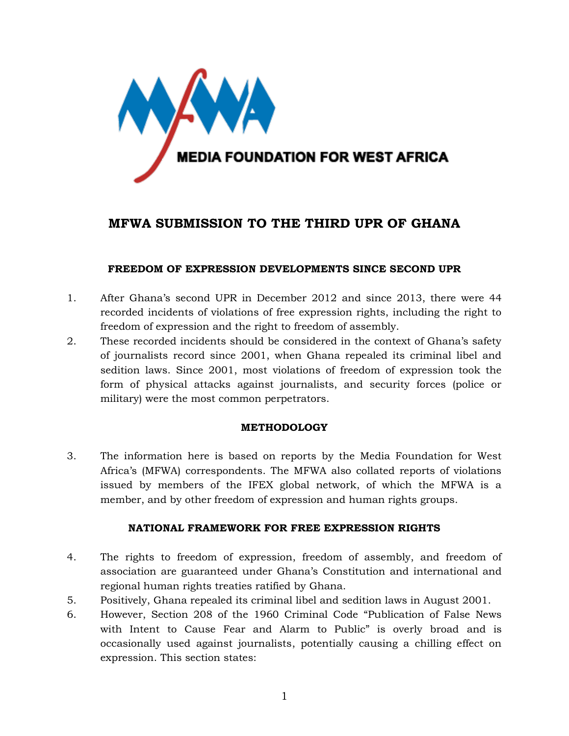MEDIA FOUNDATION FOR WEST AFRICA

# MFWA SUBMISSION TO THE THIRD UPR OF GHANA

## FREEDOM OF EXPRESSION DEVELOPMENTS SINCE SECOND UPR

1. After Ghana's second UPR in December 2012 and since 2013, there were 44 recorded incidents of violations of free expression rights, including the right to freedom of expression and the right to freedom of assembly.
2. These recorded incidents should be considered in the context of Ghana's safety of journalists record since 2001, when Ghana repealed its criminal libel and sedition laws. Since 2001, most violations of freedom of expression took the form of physical attacks against journalists, and security forces (police or military) were the most common perpetrators.

## METHODOLOGY

3. The information here is based on reports by the Media Foundation for West Africa's (MFWA) correspondents. The MFWA also collated reports of violations issued by members of the IFEX global network, of which the MFWA is a member, and by other freedom of expression and human rights groups.

## NATIONAL FRAMEWORK FOR FREE EXPRESSION RIGHTS

4. The rights to freedom of expression, freedom of assembly, and freedom of association are guaranteed under Ghana's Constitution and international and regional human rights treaties ratified by Ghana.
5. Positively, Ghana repealed its criminal libel and sedition laws in August 2001.
6. However, Section 208 of the 1960 Criminal Code "Publication of False News with Intent to Cause Fear and Alarm to Public" is overly broad and is occasionally used against journalists, potentially causing a chilling effect on expression. This section states: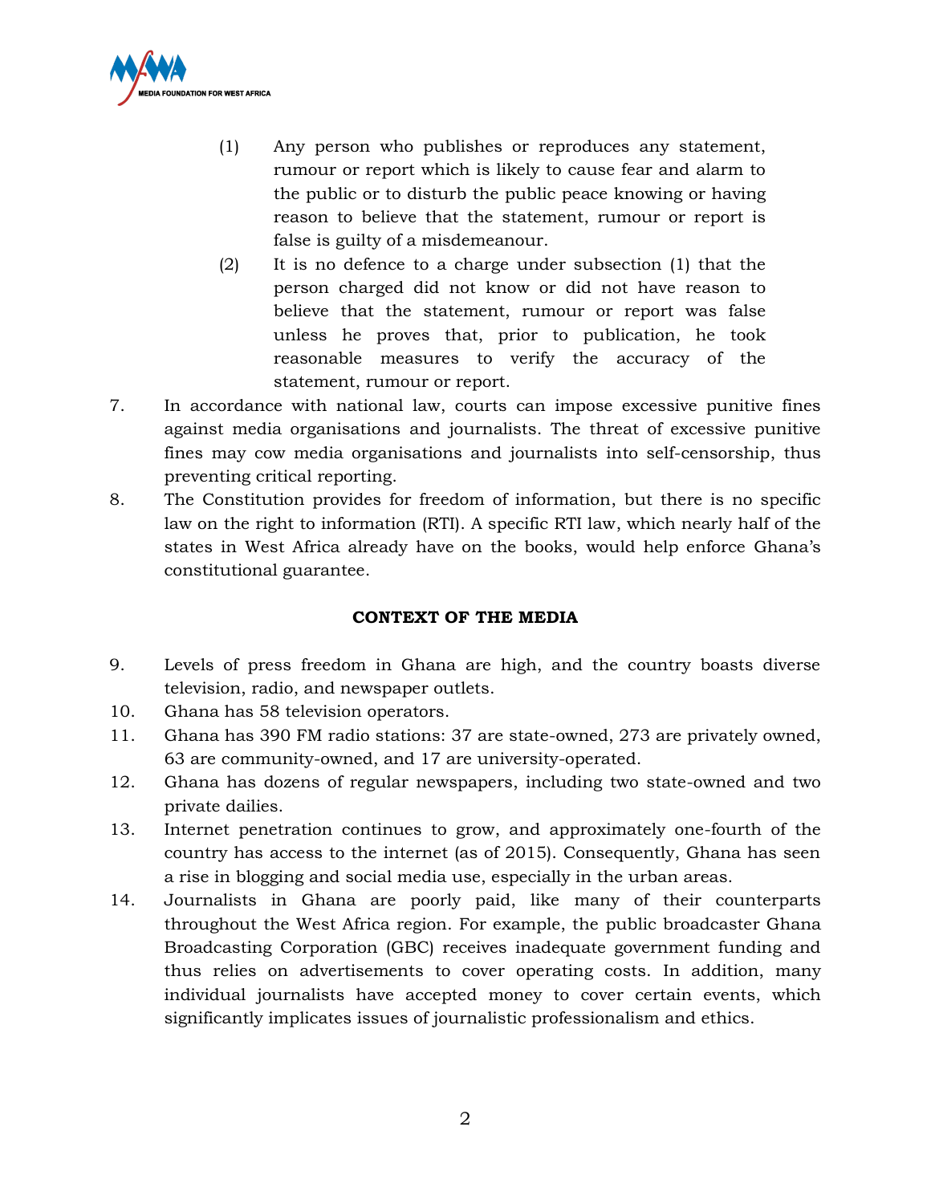(1) Any person who publishes or reproduces any statement, rumour or report which is likely to cause fear and alarm to the public or to disturb the public peace knowing or having reason to believe that the statement, rumour or report is false is guilty of a misdemeanour.

(2) It is no defence to a charge under subsection (1) that the person charged did not know or did not have reason to believe that the statement, rumour or report was false unless he proves that, prior to publication, he took reasonable measures to verify the accuracy of the statement, rumour or report.

7. In accordance with national law, courts can impose excessive punitive fines against media organisations and journalists. The threat of excessive punitive fines may cow media organisations and journalists into self-censorship, thus preventing critical reporting.

8. The Constitution provides for freedom of information, but there is no specific law on the right to information (RTI). A specific RTI law, which nearly half of the states in West Africa already have on the books, would help enforce Ghana's constitutional guarantee.

**CONTEXT OF THE MEDIA**

9. Levels of press freedom in Ghana are high, and the country boasts diverse television, radio, and newspaper outlets.

10. Ghana has 58 television operators.

11. Ghana has 390 FM radio stations: 37 are state-owned, 273 are privately owned, 63 are community-owned, and 17 are university-operated.

12. Ghana has dozens of regular newspapers, including two state-owned and two private dailies.

13. Internet penetration continues to grow, and approximately one-fourth of the country has access to the internet (as of 2015). Consequently, Ghana has seen a rise in blogging and social media use, especially in the urban areas.

14. Journalists in Ghana are poorly paid, like many of their counterparts throughout the West Africa region. For example, the public broadcaster Ghana Broadcasting Corporation (GBC) receives inadequate government funding and thus relies on advertisements to cover operating costs. In addition, many individual journalists have accepted money to cover certain events, which significantly implicates issues of journalistic professionalism and ethics.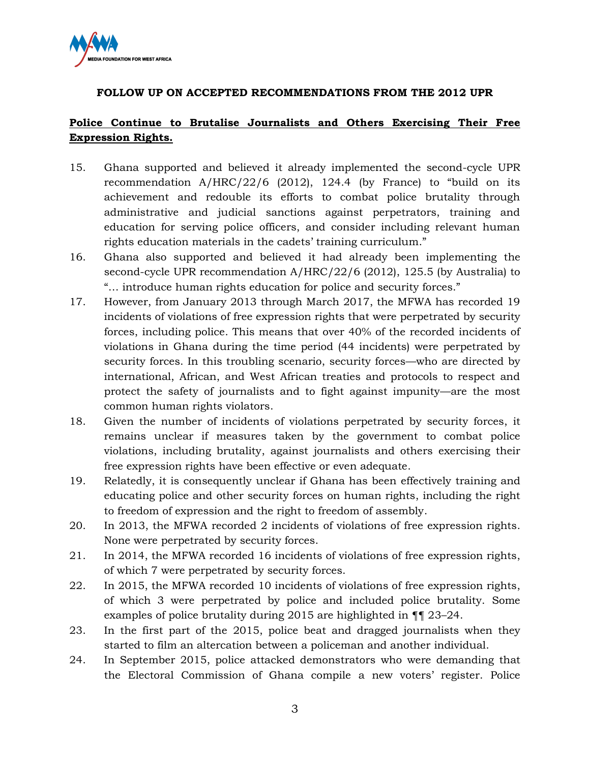**FOLLOW UP ON ACCEPTED RECOMMENDATIONS FROM THE 2012 UPR**

**Police Continue to Brutalise Journalists and Others Exercising Their Free Expression Rights.**

15. Ghana supported and believed it already implemented the second-cycle UPR recommendation A/HRC/22/6 (2012), 124.4 (by France) to "build on its achievement and redouble its efforts to combat police brutality through administrative and judicial sanctions against perpetrators, training and education for serving police officers, and consider including relevant human rights education materials in the cadets' training curriculum."
16. Ghana also supported and believed it had already been implementing the second-cycle UPR recommendation A/HRC/22/6 (2012), 125.5 (by Australia) to "… introduce human rights education for police and security forces."
17. However, from January 2013 through March 2017, the MFWA has recorded 19 incidents of violations of free expression rights that were perpetrated by security forces, including police. This means that over 40% of the recorded incidents of violations in Ghana during the time period (44 incidents) were perpetrated by security forces. In this troubling scenario, security forces—who are directed by international, African, and West African treaties and protocols to respect and protect the safety of journalists and to fight against impunity—are the most common human rights violators.
18. Given the number of incidents of violations perpetrated by security forces, it remains unclear if measures taken by the government to combat police violations, including brutality, against journalists and others exercising their free expression rights have been effective or even adequate.
19. Relatedly, it is consequently unclear if Ghana has been effectively training and educating police and other security forces on human rights, including the right to freedom of expression and the right to freedom of assembly.
20. In 2013, the MFWA recorded 2 incidents of violations of free expression rights. None were perpetrated by security forces.
21. In 2014, the MFWA recorded 16 incidents of violations of free expression rights, of which 7 were perpetrated by security forces.
22. In 2015, the MFWA recorded 10 incidents of violations of free expression rights, of which 3 were perpetrated by police and included police brutality. Some examples of police brutality during 2015 are highlighted in ¶¶ 23–24.
23. In the first part of the 2015, police beat and dragged journalists when they started to film an altercation between a policeman and another individual.
24. In September 2015, police attacked demonstrators who were demanding that the Electoral Commission of Ghana compile a new voters' register. Police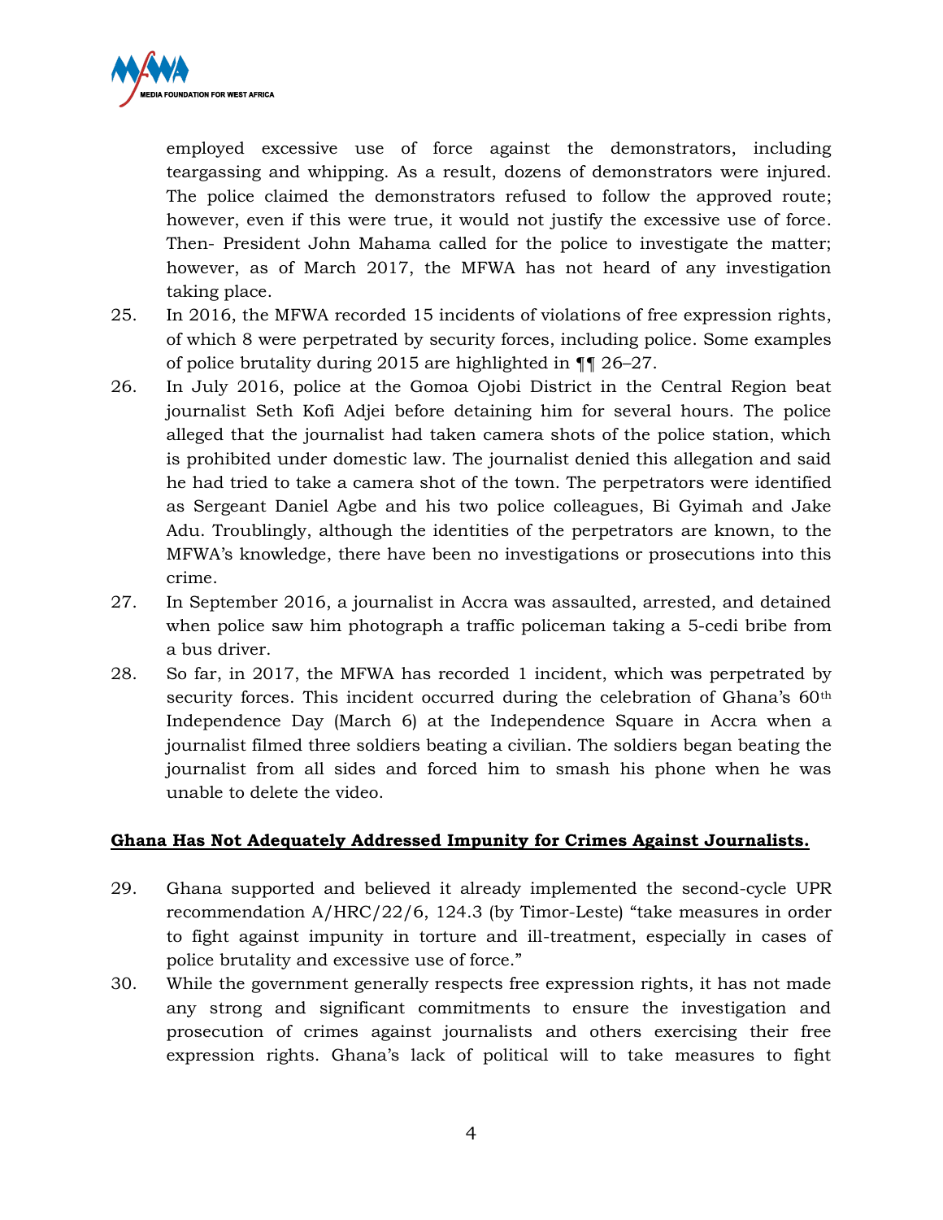employed excessive use of force against the demonstrators, including teargassing and whipping. As a result, dozens of demonstrators were injured. The police claimed the demonstrators refused to follow the approved route; however, even if this were true, it would not justify the excessive use of force. Then- President John Mahama called for the police to investigate the matter; however, as of March 2017, the MFWA has not heard of any investigation taking place.

25. In 2016, the MFWA recorded 15 incidents of violations of free expression rights, of which 8 were perpetrated by security forces, including police. Some examples of police brutality during 2015 are highlighted in ¶¶ 26–27.

26. In July 2016, police at the Gomoa Ojobi District in the Central Region beat journalist Seth Kofi Adjei before detaining him for several hours. The police alleged that the journalist had taken camera shots of the police station, which is prohibited under domestic law. The journalist denied this allegation and said he had tried to take a camera shot of the town. The perpetrators were identified as Sergeant Daniel Agbe and his two police colleagues, Bi Gyimah and Jake Adu. Troublingly, although the identities of the perpetrators are known, to the MFWA's knowledge, there have been no investigations or prosecutions into this crime.

27. In September 2016, a journalist in Accra was assaulted, arrested, and detained when police saw him photograph a traffic policeman taking a 5-cedi bribe from a bus driver.

28. So far, in 2017, the MFWA has recorded 1 incident, which was perpetrated by security forces. This incident occurred during the celebration of Ghana's 60th Independence Day (March 6) at the Independence Square in Accra when a journalist filmed three soldiers beating a civilian. The soldiers began beating the journalist from all sides and forced him to smash his phone when he was unable to delete the video.

**Ghana Has Not Adequately Addressed Impunity for Crimes Against Journalists.**

29. Ghana supported and believed it already implemented the second-cycle UPR recommendation A/HRC/22/6, 124.3 (by Timor-Leste) "take measures in order to fight against impunity in torture and ill-treatment, especially in cases of police brutality and excessive use of force."

30. While the government generally respects free expression rights, it has not made any strong and significant commitments to ensure the investigation and prosecution of crimes against journalists and others exercising their free expression rights. Ghana's lack of political will to take measures to fight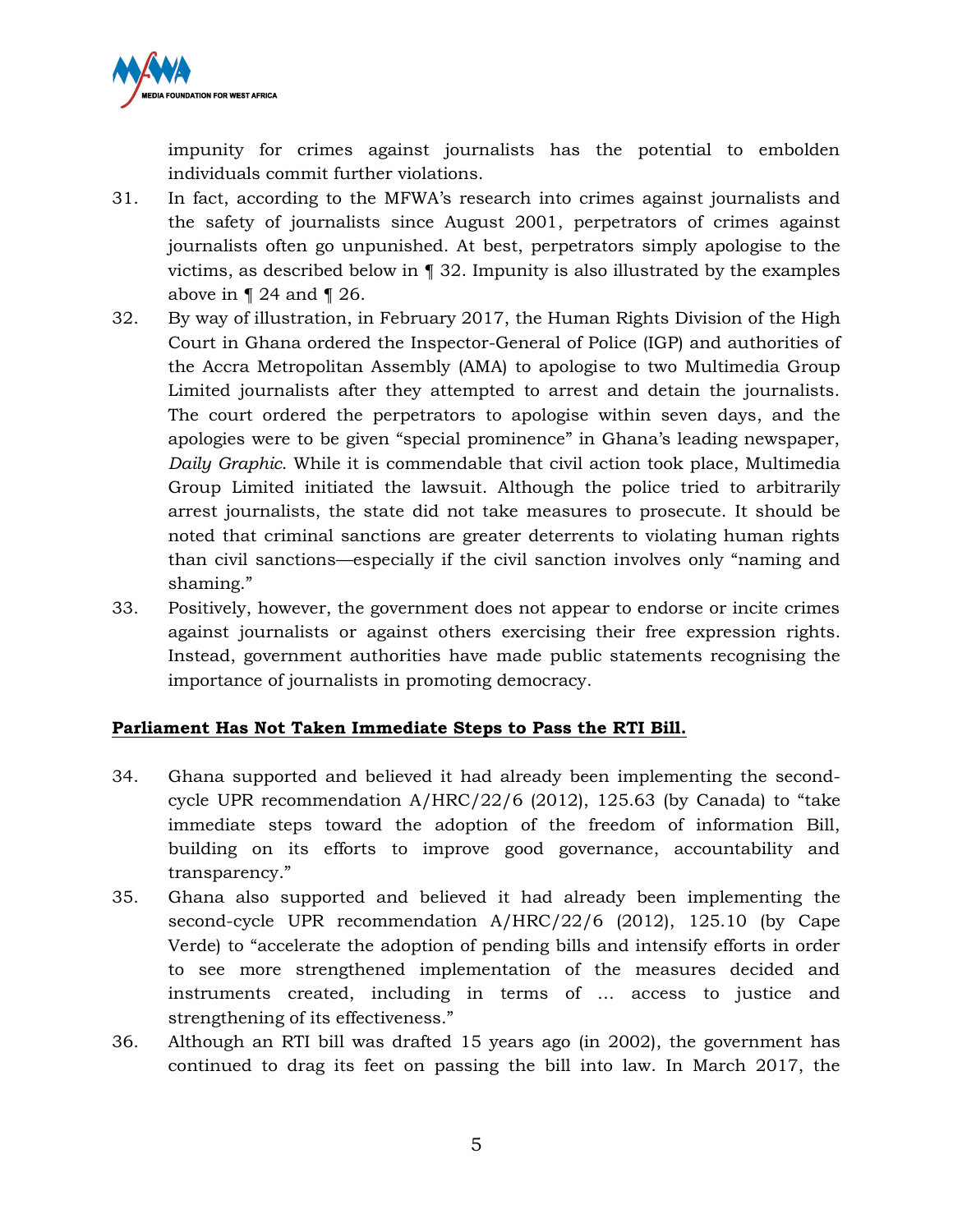impunity for crimes against journalists has the potential to embolden individuals commit further violations.

31. In fact, according to the MFWA's research into crimes against journalists and the safety of journalists since August 2001, perpetrators of crimes against journalists often go unpunished. At best, perpetrators simply apologise to the victims, as described below in ¶ 32. Impunity is also illustrated by the examples above in ¶ 24 and ¶ 26.

32. By way of illustration, in February 2017, the Human Rights Division of the High Court in Ghana ordered the Inspector-General of Police (IGP) and authorities of the Accra Metropolitan Assembly (AMA) to apologise to two Multimedia Group Limited journalists after they attempted to arrest and detain the journalists. The court ordered the perpetrators to apologise within seven days, and the apologies were to be given "special prominence" in Ghana's leading newspaper, *Daily Graphic*. While it is commendable that civil action took place, Multimedia Group Limited initiated the lawsuit. Although the police tried to arbitrarily arrest journalists, the state did not take measures to prosecute. It should be noted that criminal sanctions are greater deterrents to violating human rights than civil sanctions—especially if the civil sanction involves only "naming and shaming."

33. Positively, however, the government does not appear to endorse or incite crimes against journalists or against others exercising their free expression rights. Instead, government authorities have made public statements recognising the importance of journalists in promoting democracy.

**Parliament Has Not Taken Immediate Steps to Pass the RTI Bill.**

34. Ghana supported and believed it had already been implementing the second-cycle UPR recommendation A/HRC/22/6 (2012), 125.63 (by Canada) to "take immediate steps toward the adoption of the freedom of information Bill, building on its efforts to improve good governance, accountability and transparency."

35. Ghana also supported and believed it had already been implementing the second-cycle UPR recommendation A/HRC/22/6 (2012), 125.10 (by Cape Verde) to "accelerate the adoption of pending bills and intensify efforts in order to see more strengthened implementation of the measures decided and instruments created, including in terms of … access to justice and strengthening of its effectiveness."

36. Although an RTI bill was drafted 15 years ago (in 2002), the government has continued to drag its feet on passing the bill into law. In March 2017, the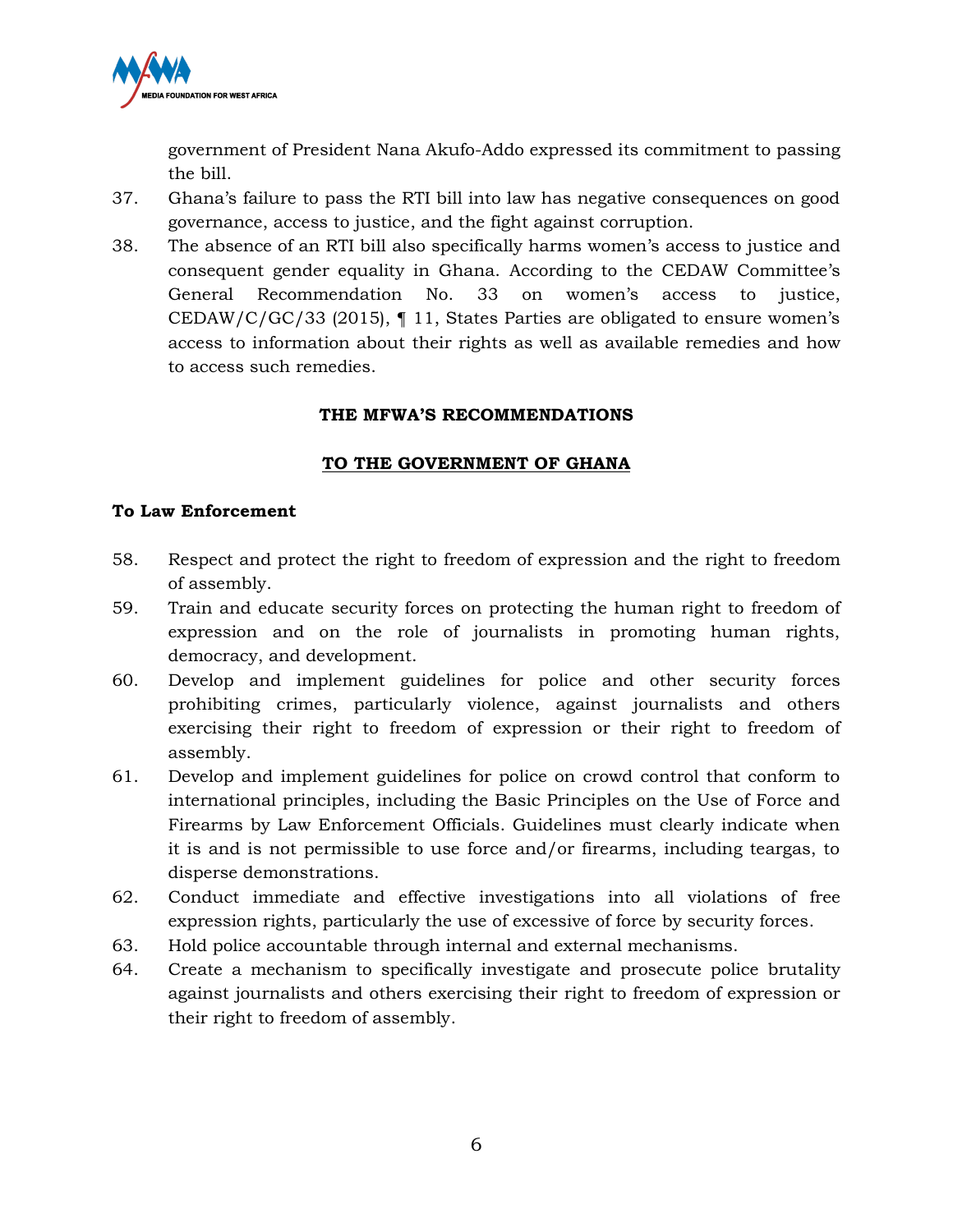government of President Nana Akufo-Addo expressed its commitment to passing the bill.

37. Ghana's failure to pass the RTI bill into law has negative consequences on good governance, access to justice, and the fight against corruption.

38. The absence of an RTI bill also specifically harms women's access to justice and consequent gender equality in Ghana. According to the CEDAW Committee's General Recommendation No. 33 on women's access to justice, CEDAW/C/GC/33 (2015), ¶ 11, States Parties are obligated to ensure women's access to information about their rights as well as available remedies and how to access such remedies.

## THE MFWA'S RECOMMENDATIONS

## TO THE GOVERNMENT OF GHANA

### To Law Enforcement

58. Respect and protect the right to freedom of expression and the right to freedom of assembly.

59. Train and educate security forces on protecting the human right to freedom of expression and on the role of journalists in promoting human rights, democracy, and development.

60. Develop and implement guidelines for police and other security forces prohibiting crimes, particularly violence, against journalists and others exercising their right to freedom of expression or their right to freedom of assembly.

61. Develop and implement guidelines for police on crowd control that conform to international principles, including the Basic Principles on the Use of Force and Firearms by Law Enforcement Officials. Guidelines must clearly indicate when it is and is not permissible to use force and/or firearms, including teargas, to disperse demonstrations.

62. Conduct immediate and effective investigations into all violations of free expression rights, particularly the use of excessive of force by security forces.

63. Hold police accountable through internal and external mechanisms.

64. Create a mechanism to specifically investigate and prosecute police brutality against journalists and others exercising their right to freedom of expression or their right to freedom of assembly.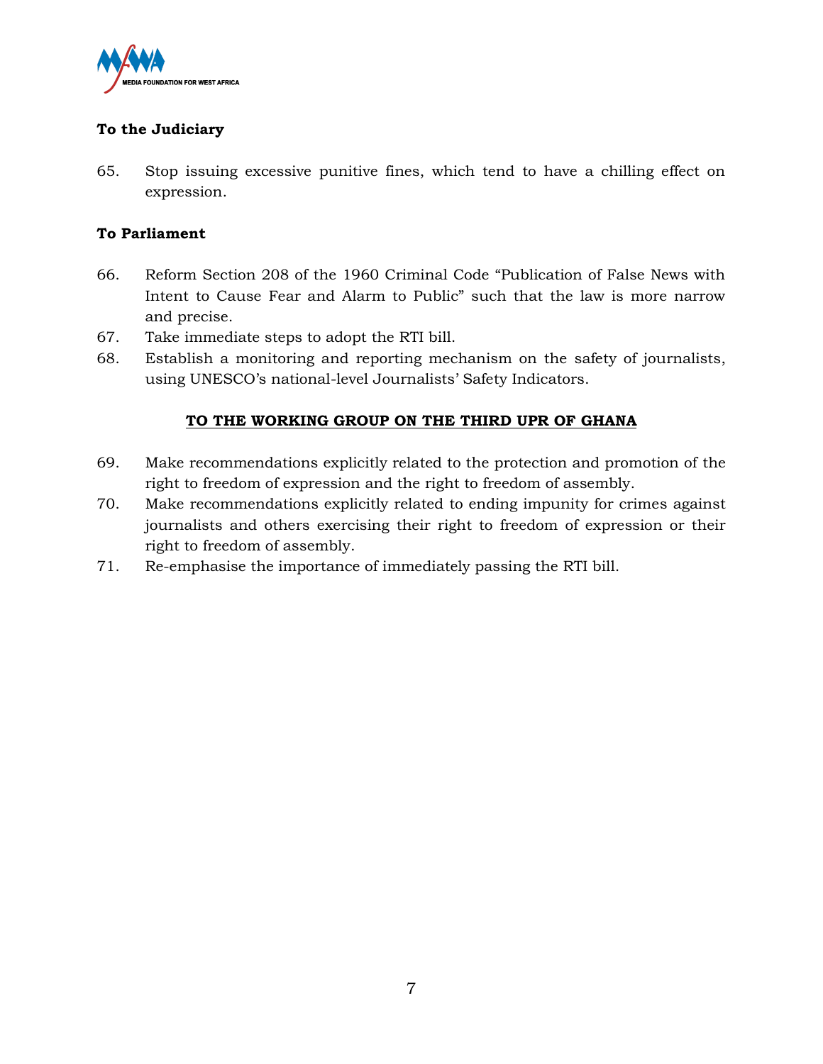**To the Judiciary**

65. Stop issuing excessive punitive fines, which tend to have a chilling effect on expression.

**To Parliament**

66. Reform Section 208 of the 1960 Criminal Code "Publication of False News with Intent to Cause Fear and Alarm to Public" such that the law is more narrow and precise.
67. Take immediate steps to adopt the RTI bill.
68. Establish a monitoring and reporting mechanism on the safety of journalists, using UNESCO's national-level Journalists' Safety Indicators.

## TO THE WORKING GROUP ON THE THIRD UPR OF GHANA

69. Make recommendations explicitly related to the protection and promotion of the right to freedom of expression and the right to freedom of assembly.
70. Make recommendations explicitly related to ending impunity for crimes against journalists and others exercising their right to freedom of expression or their right to freedom of assembly.
71. Re-emphasise the importance of immediately passing the RTI bill.